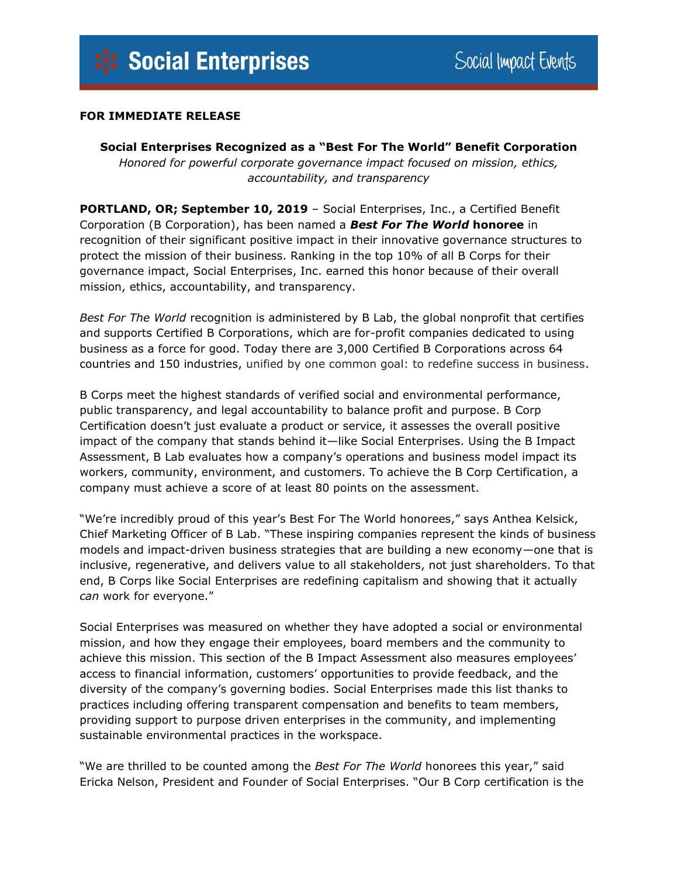**Social Enterprises** Social Impact Events

**FOR IMMEDIATE RELEASE**

## Social Enterprises Recognized as a "Best For The World" Benefit Corporation

*Honored for powerful corporate governance impact focused on mission, ethics, accountability, and transparency*

**PORTLAND, OR; September 10, 2019** – Social Enterprises, Inc., a Certified Benefit Corporation (B Corporation), has been named a ***Best For The World*** **honoree** in recognition of their significant positive impact in their innovative governance structures to protect the mission of their business. Ranking in the top 10% of all B Corps for their governance impact, Social Enterprises, Inc. earned this honor because of their overall mission, ethics, accountability, and transparency.

*Best For The World* recognition is administered by B Lab, the global nonprofit that certifies and supports Certified B Corporations, which are for-profit companies dedicated to using business as a force for good. Today there are 3,000 Certified B Corporations across 64 countries and 150 industries, unified by one common goal: to redefine success in business.

B Corps meet the highest standards of verified social and environmental performance, public transparency, and legal accountability to balance profit and purpose. B Corp Certification doesn't just evaluate a product or service, it assesses the overall positive impact of the company that stands behind it—like Social Enterprises. Using the B Impact Assessment, B Lab evaluates how a company's operations and business model impact its workers, community, environment, and customers. To achieve the B Corp Certification, a company must achieve a score of at least 80 points on the assessment.

"We're incredibly proud of this year's Best For The World honorees," says Anthea Kelsick, Chief Marketing Officer of B Lab. "These inspiring companies represent the kinds of business models and impact-driven business strategies that are building a new economy—one that is inclusive, regenerative, and delivers value to all stakeholders, not just shareholders. To that end, B Corps like Social Enterprises are redefining capitalism and showing that it actually *can* work for everyone."

Social Enterprises was measured on whether they have adopted a social or environmental mission, and how they engage their employees, board members and the community to achieve this mission. This section of the B Impact Assessment also measures employees' access to financial information, customers' opportunities to provide feedback, and the diversity of the company's governing bodies. Social Enterprises made this list thanks to practices including offering transparent compensation and benefits to team members, providing support to purpose driven enterprises in the community, and implementing sustainable environmental practices in the workspace.

"We are thrilled to be counted among the *Best For The World* honorees this year," said Ericka Nelson, President and Founder of Social Enterprises. "Our B Corp certification is the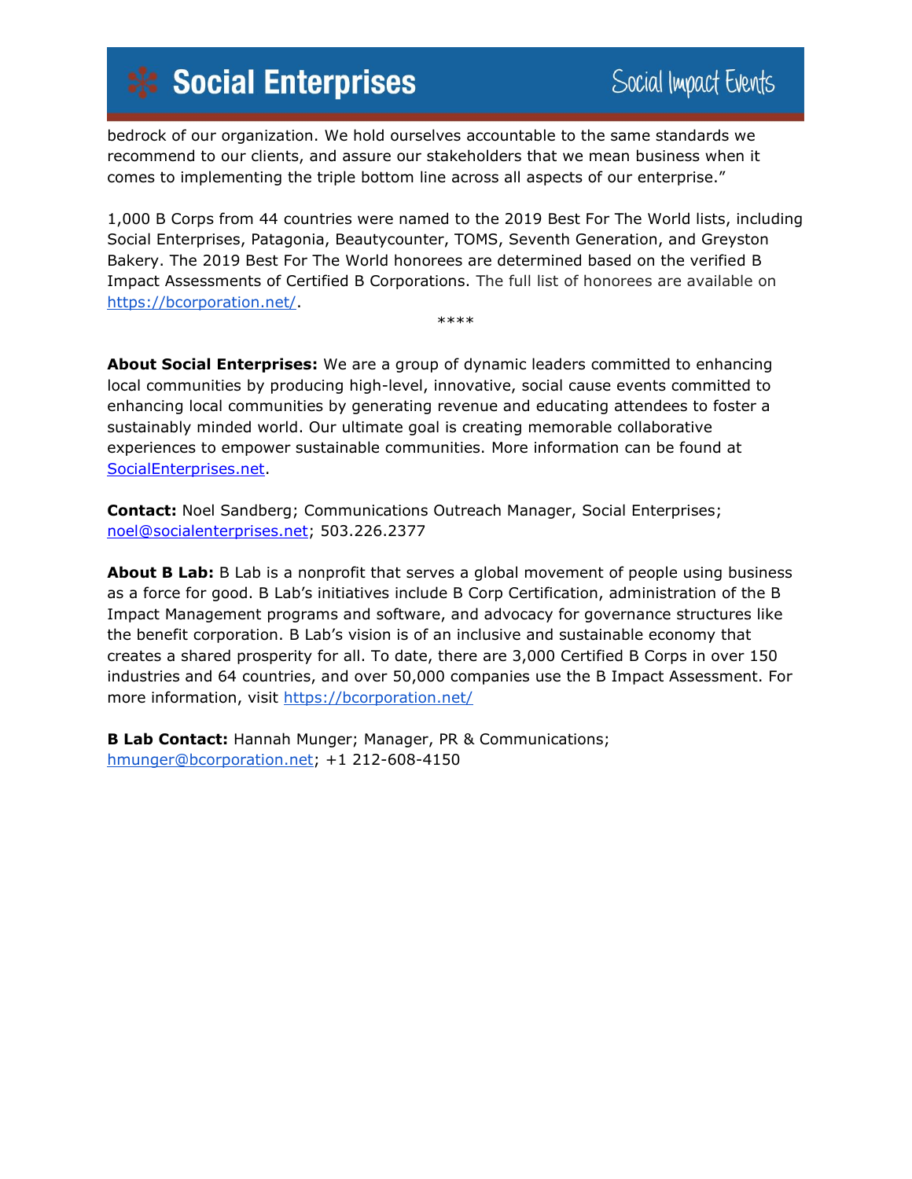bedrock of our organization. We hold ourselves accountable to the same standards we recommend to our clients, and assure our stakeholders that we mean business when it comes to implementing the triple bottom line across all aspects of our enterprise."

1,000 B Corps from 44 countries were named to the 2019 Best For The World lists, including Social Enterprises, Patagonia, Beautycounter, TOMS, Seventh Generation, and Greyston Bakery. The 2019 Best For The World honorees are determined based on the verified B Impact Assessments of Certified B Corporations. The full list of honorees are available on https://bcorporation.net/.

****

**About Social Enterprises:** We are a group of dynamic leaders committed to enhancing local communities by producing high-level, innovative, social cause events committed to enhancing local communities by generating revenue and educating attendees to foster a sustainably minded world. Our ultimate goal is creating memorable collaborative experiences to empower sustainable communities. More information can be found at SocialEnterprises.net.

**Contact:** Noel Sandberg; Communications Outreach Manager, Social Enterprises; noel@socialenterprises.net; 503.226.2377

**About B Lab:** B Lab is a nonprofit that serves a global movement of people using business as a force for good. B Lab's initiatives include B Corp Certification, administration of the B Impact Management programs and software, and advocacy for governance structures like the benefit corporation. B Lab's vision is of an inclusive and sustainable economy that creates a shared prosperity for all. To date, there are 3,000 Certified B Corps in over 150 industries and 64 countries, and over 50,000 companies use the B Impact Assessment. For more information, visit https://bcorporation.net/

**B Lab Contact:** Hannah Munger; Manager, PR & Communications; hmunger@bcorporation.net; +1 212-608-4150